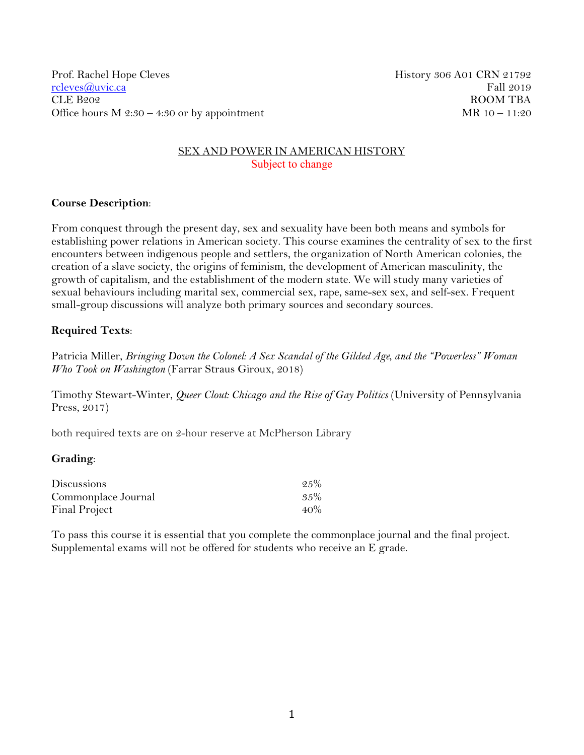Prof. Rachel Hope Cleves
rcleves@uvic.ca
CLE B202
Office hours M 2:30 – 4:30 or by appointment

History 306 A01 CRN 21792
Fall 2019
ROOM TBA
MR 10 – 11:20

# SEX AND POWER IN AMERICAN HISTORY

Subject to change

**Course Description**:

From conquest through the present day, sex and sexuality have been both means and symbols for establishing power relations in American society. This course examines the centrality of sex to the first encounters between indigenous people and settlers, the organization of North American colonies, the creation of a slave society, the origins of feminism, the development of American masculinity, the growth of capitalism, and the establishment of the modern state. We will study many varieties of sexual behaviours including marital sex, commercial sex, rape, same-sex sex, and self-sex. Frequent small-group discussions will analyze both primary sources and secondary sources.

**Required Texts**:

Patricia Miller, *Bringing Down the Colonel: A Sex Scandal of the Gilded Age, and the "Powerless" Woman Who Took on Washington* (Farrar Straus Giroux, 2018)

Timothy Stewart-Winter, *Queer Clout: Chicago and the Rise of Gay Politics* (University of Pennsylvania Press, 2017)

both required texts are on 2-hour reserve at McPherson Library

**Grading**:

| | |
|---|---|
| Discussions | 25% |
| Commonplace Journal | 35% |
| Final Project | 40% |

To pass this course it is essential that you complete the commonplace journal and the final project. Supplemental exams will not be offered for students who receive an E grade.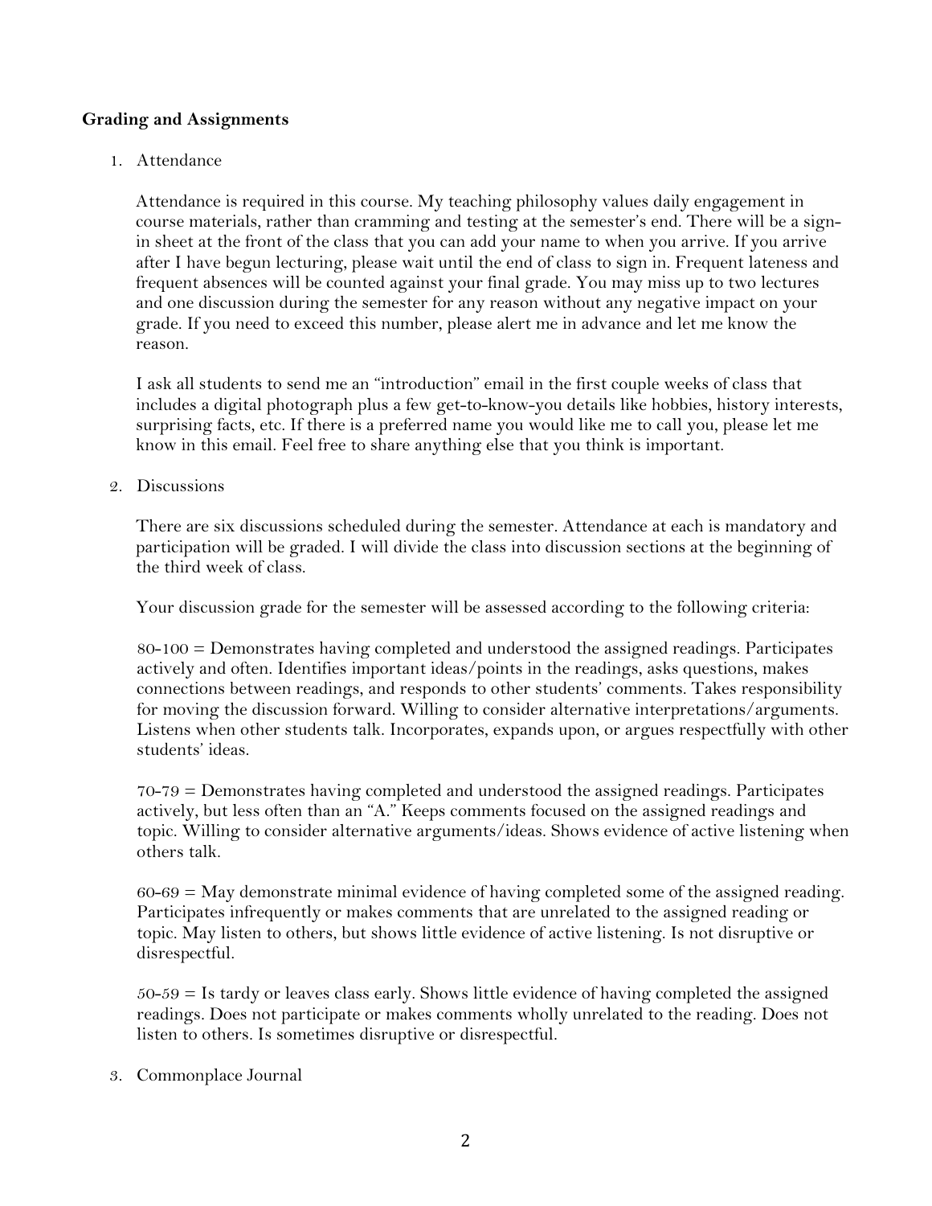**Grading and Assignments**

1. Attendance

   Attendance is required in this course. My teaching philosophy values daily engagement in course materials, rather than cramming and testing at the semester's end. There will be a sign-in sheet at the front of the class that you can add your name to when you arrive. If you arrive after I have begun lecturing, please wait until the end of class to sign in. Frequent lateness and frequent absences will be counted against your final grade. You may miss up to two lectures and one discussion during the semester for any reason without any negative impact on your grade. If you need to exceed this number, please alert me in advance and let me know the reason.

   I ask all students to send me an "introduction" email in the first couple weeks of class that includes a digital photograph plus a few get-to-know-you details like hobbies, history interests, surprising facts, etc. If there is a preferred name you would like me to call you, please let me know in this email. Feel free to share anything else that you think is important.

2. Discussions

   There are six discussions scheduled during the semester. Attendance at each is mandatory and participation will be graded. I will divide the class into discussion sections at the beginning of the third week of class.

   Your discussion grade for the semester will be assessed according to the following criteria:

   80-100 = Demonstrates having completed and understood the assigned readings. Participates actively and often. Identifies important ideas/points in the readings, asks questions, makes connections between readings, and responds to other students' comments. Takes responsibility for moving the discussion forward. Willing to consider alternative interpretations/arguments. Listens when other students talk. Incorporates, expands upon, or argues respectfully with other students' ideas.

   70-79 = Demonstrates having completed and understood the assigned readings. Participates actively, but less often than an "A." Keeps comments focused on the assigned readings and topic. Willing to consider alternative arguments/ideas. Shows evidence of active listening when others talk.

   60-69 = May demonstrate minimal evidence of having completed some of the assigned reading. Participates infrequently or makes comments that are unrelated to the assigned reading or topic. May listen to others, but shows little evidence of active listening. Is not disruptive or disrespectful.

   50-59 = Is tardy or leaves class early. Shows little evidence of having completed the assigned readings. Does not participate or makes comments wholly unrelated to the reading. Does not listen to others. Is sometimes disruptive or disrespectful.

3. Commonplace Journal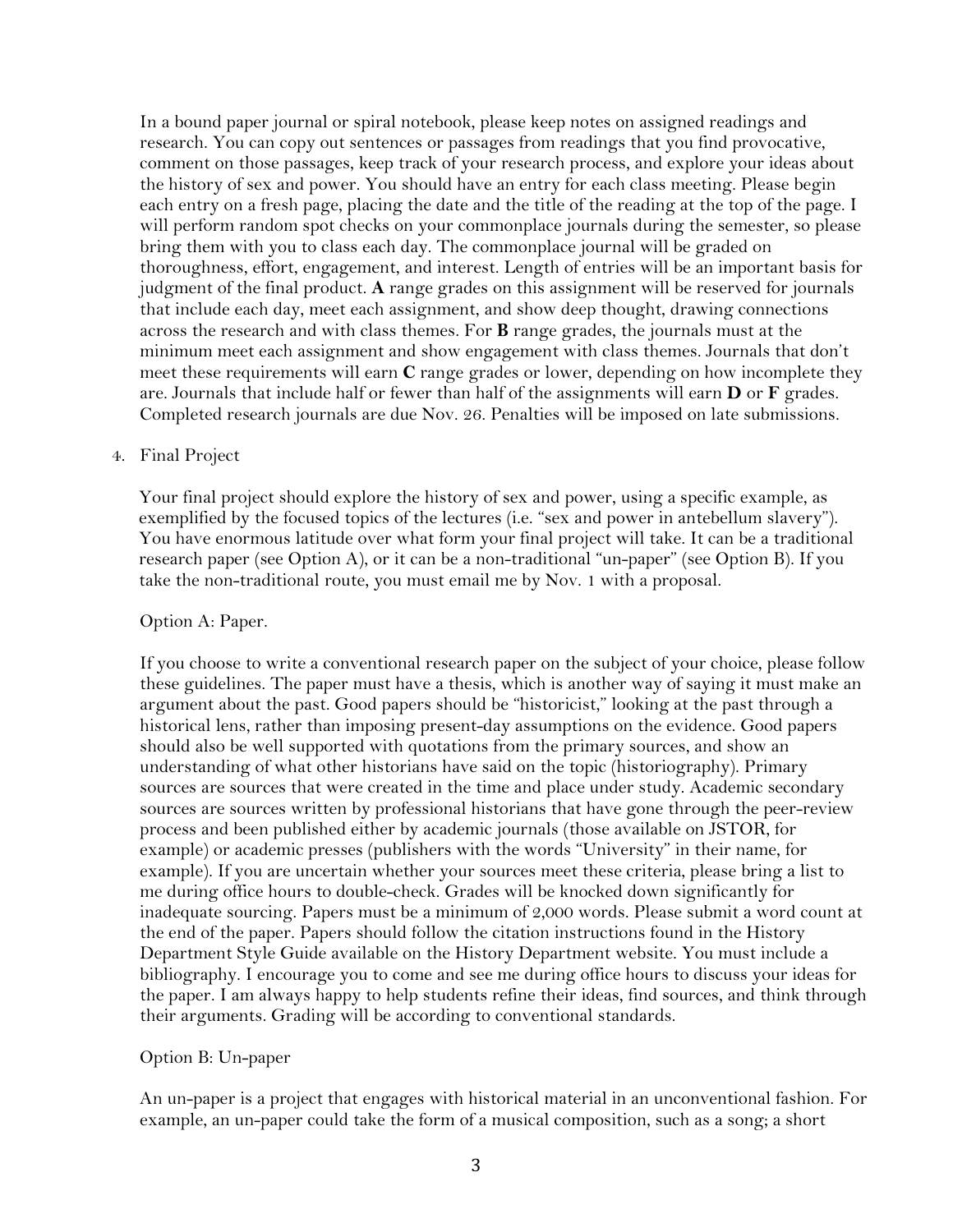In a bound paper journal or spiral notebook, please keep notes on assigned readings and research. You can copy out sentences or passages from readings that you find provocative, comment on those passages, keep track of your research process, and explore your ideas about the history of sex and power. You should have an entry for each class meeting. Please begin each entry on a fresh page, placing the date and the title of the reading at the top of the page. I will perform random spot checks on your commonplace journals during the semester, so please bring them with you to class each day. The commonplace journal will be graded on thoroughness, effort, engagement, and interest. Length of entries will be an important basis for judgment of the final product. **A** range grades on this assignment will be reserved for journals that include each day, meet each assignment, and show deep thought, drawing connections across the research and with class themes. For **B** range grades, the journals must at the minimum meet each assignment and show engagement with class themes. Journals that don't meet these requirements will earn **C** range grades or lower, depending on how incomplete they are. Journals that include half or fewer than half of the assignments will earn **D** or **F** grades. Completed research journals are due Nov. 26. Penalties will be imposed on late submissions.

4. Final Project

   Your final project should explore the history of sex and power, using a specific example, as exemplified by the focused topics of the lectures (i.e. "sex and power in antebellum slavery"). You have enormous latitude over what form your final project will take. It can be a traditional research paper (see Option A), or it can be a non-traditional "un-paper" (see Option B). If you take the non-traditional route, you must email me by Nov. 1 with a proposal.

   Option A: Paper.

   If you choose to write a conventional research paper on the subject of your choice, please follow these guidelines. The paper must have a thesis, which is another way of saying it must make an argument about the past. Good papers should be "historicist," looking at the past through a historical lens, rather than imposing present-day assumptions on the evidence. Good papers should also be well supported with quotations from the primary sources, and show an understanding of what other historians have said on the topic (historiography). Primary sources are sources that were created in the time and place under study. Academic secondary sources are sources written by professional historians that have gone through the peer-review process and been published either by academic journals (those available on JSTOR, for example) or academic presses (publishers with the words "University" in their name, for example). If you are uncertain whether your sources meet these criteria, please bring a list to me during office hours to double-check. Grades will be knocked down significantly for inadequate sourcing. Papers must be a minimum of 2,000 words. Please submit a word count at the end of the paper. Papers should follow the citation instructions found in the History Department Style Guide available on the History Department website. You must include a bibliography. I encourage you to come and see me during office hours to discuss your ideas for the paper. I am always happy to help students refine their ideas, find sources, and think through their arguments. Grading will be according to conventional standards.

   Option B: Un-paper

   An un-paper is a project that engages with historical material in an unconventional fashion. For example, an un-paper could take the form of a musical composition, such as a song; a short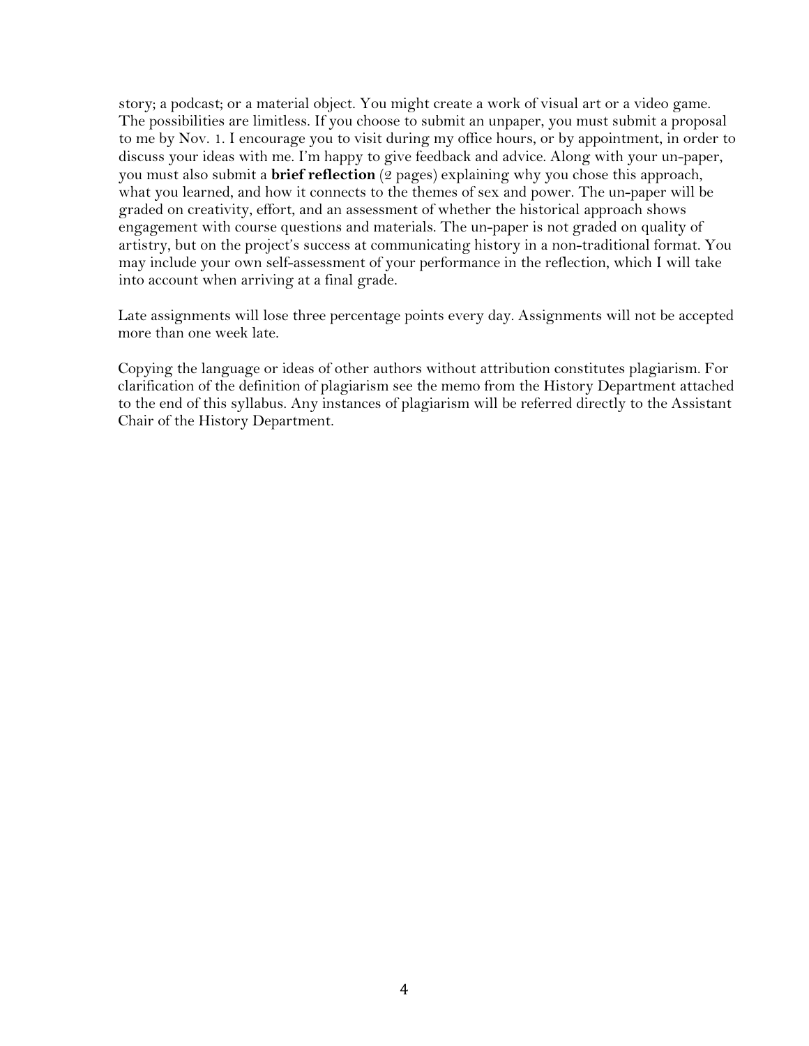story; a podcast; or a material object. You might create a work of visual art or a video game. The possibilities are limitless. If you choose to submit an unpaper, you must submit a proposal to me by Nov. 1. I encourage you to visit during my office hours, or by appointment, in order to discuss your ideas with me. I'm happy to give feedback and advice. Along with your un-paper, you must also submit a **brief reflection** (2 pages) explaining why you chose this approach, what you learned, and how it connects to the themes of sex and power. The un-paper will be graded on creativity, effort, and an assessment of whether the historical approach shows engagement with course questions and materials. The un-paper is not graded on quality of artistry, but on the project's success at communicating history in a non-traditional format. You may include your own self-assessment of your performance in the reflection, which I will take into account when arriving at a final grade.

Late assignments will lose three percentage points every day. Assignments will not be accepted more than one week late.

Copying the language or ideas of other authors without attribution constitutes plagiarism. For clarification of the definition of plagiarism see the memo from the History Department attached to the end of this syllabus. Any instances of plagiarism will be referred directly to the Assistant Chair of the History Department.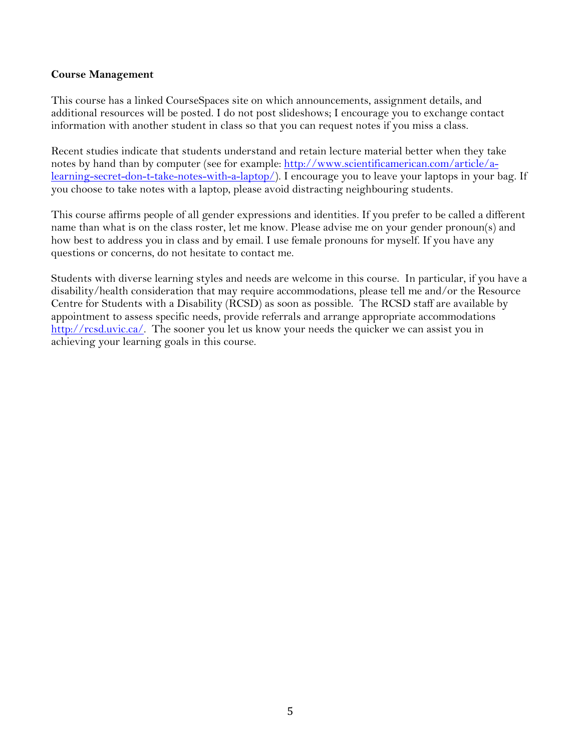**Course Management**

This course has a linked CourseSpaces site on which announcements, assignment details, and additional resources will be posted. I do not post slideshows; I encourage you to exchange contact information with another student in class so that you can request notes if you miss a class.

Recent studies indicate that students understand and retain lecture material better when they take notes by hand than by computer (see for example: [http://www.scientificamerican.com/article/a-learning-secret-don-t-take-notes-with-a-laptop/](http://www.scientificamerican.com/article/a-learning-secret-don-t-take-notes-with-a-laptop/)). I encourage you to leave your laptops in your bag. If you choose to take notes with a laptop, please avoid distracting neighbouring students.

This course affirms people of all gender expressions and identities. If you prefer to be called a different name than what is on the class roster, let me know. Please advise me on your gender pronoun(s) and how best to address you in class and by email. I use female pronouns for myself. If you have any questions or concerns, do not hesitate to contact me.

Students with diverse learning styles and needs are welcome in this course. In particular, if you have a disability/health consideration that may require accommodations, please tell me and/or the Resource Centre for Students with a Disability (RCSD) as soon as possible. The RCSD staff are available by appointment to assess specific needs, provide referrals and arrange appropriate accommodations [http://rcsd.uvic.ca/](http://rcsd.uvic.ca/). The sooner you let us know your needs the quicker we can assist you in achieving your learning goals in this course.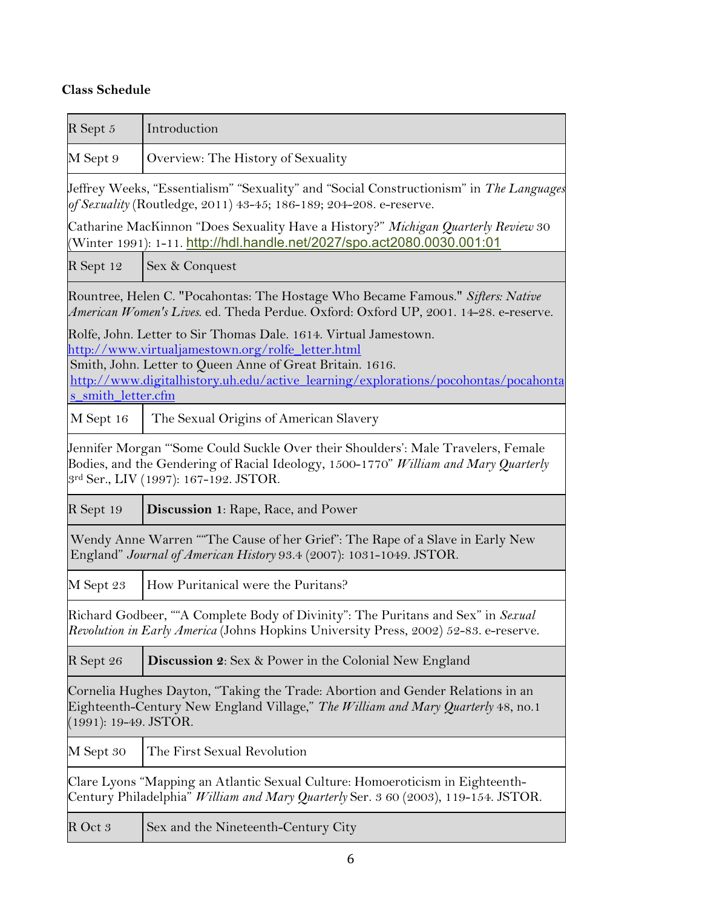**Class Schedule**

| | |
|---|---|
| R Sept 5 | Introduction |
| M Sept 9 | Overview: The History of Sexuality |
| Jeffrey Weeks, "Essentialism" "Sexuality" and "Social Constructionism" in *The Languages of Sexuality* (Routledge, 2011) 43-45; 186-189; 204-208. e-reserve.<br><br>Catharine MacKinnon "Does Sexuality Have a History?" *Michigan Quarterly Review* 30 (Winter 1991): 1-11. http://hdl.handle.net/2027/spo.act2080.0030.001:01 | |
| R Sept 12 | Sex & Conquest |
| Rountree, Helen C. "Pocahontas: The Hostage Who Became Famous." *Sifters: Native American Women's Lives.* ed. Theda Perdue. Oxford: Oxford UP, 2001. 14-28. e-reserve.<br><br>Rolfe, John. Letter to Sir Thomas Dale. 1614. Virtual Jamestown. http://www.virtualjamestown.org/rolfe_letter.html<br>Smith, John. Letter to Queen Anne of Great Britain. 1616. http://www.digitalhistory.uh.edu/active_learning/explorations/pocohontas/pocahontas_smith_letter.cfm | |
| M Sept 16 | The Sexual Origins of American Slavery |
| Jennifer Morgan "'Some Could Suckle Over their Shoulders': Male Travelers, Female Bodies, and the Gendering of Racial Ideology, 1500-1770" *William and Mary Quarterly* 3rd Ser., LIV (1997): 167-192. JSTOR. | |
| R Sept 19 | **Discussion 1**: Rape, Race, and Power |
| Wendy Anne Warren ""The Cause of her Grief": The Rape of a Slave in Early New England" *Journal of American History* 93.4 (2007): 1031-1049. JSTOR. | |
| M Sept 23 | How Puritanical were the Puritans? |
| Richard Godbeer, ""A Complete Body of Divinity": The Puritans and Sex" in *Sexual Revolution in Early America* (Johns Hopkins University Press, 2002) 52-83. e-reserve. | |
| R Sept 26 | **Discussion 2**: Sex & Power in the Colonial New England |
| Cornelia Hughes Dayton, "Taking the Trade: Abortion and Gender Relations in an Eighteenth-Century New England Village," *The William and Mary Quarterly* 48, no.1 (1991): 19-49. JSTOR. | |
| M Sept 30 | The First Sexual Revolution |
| Clare Lyons "Mapping an Atlantic Sexual Culture: Homoeroticism in Eighteenth-Century Philadelphia" *William and Mary Quarterly* Ser. 3 60 (2003), 119-154. JSTOR. | |
| R Oct 3 | Sex and the Nineteenth-Century City |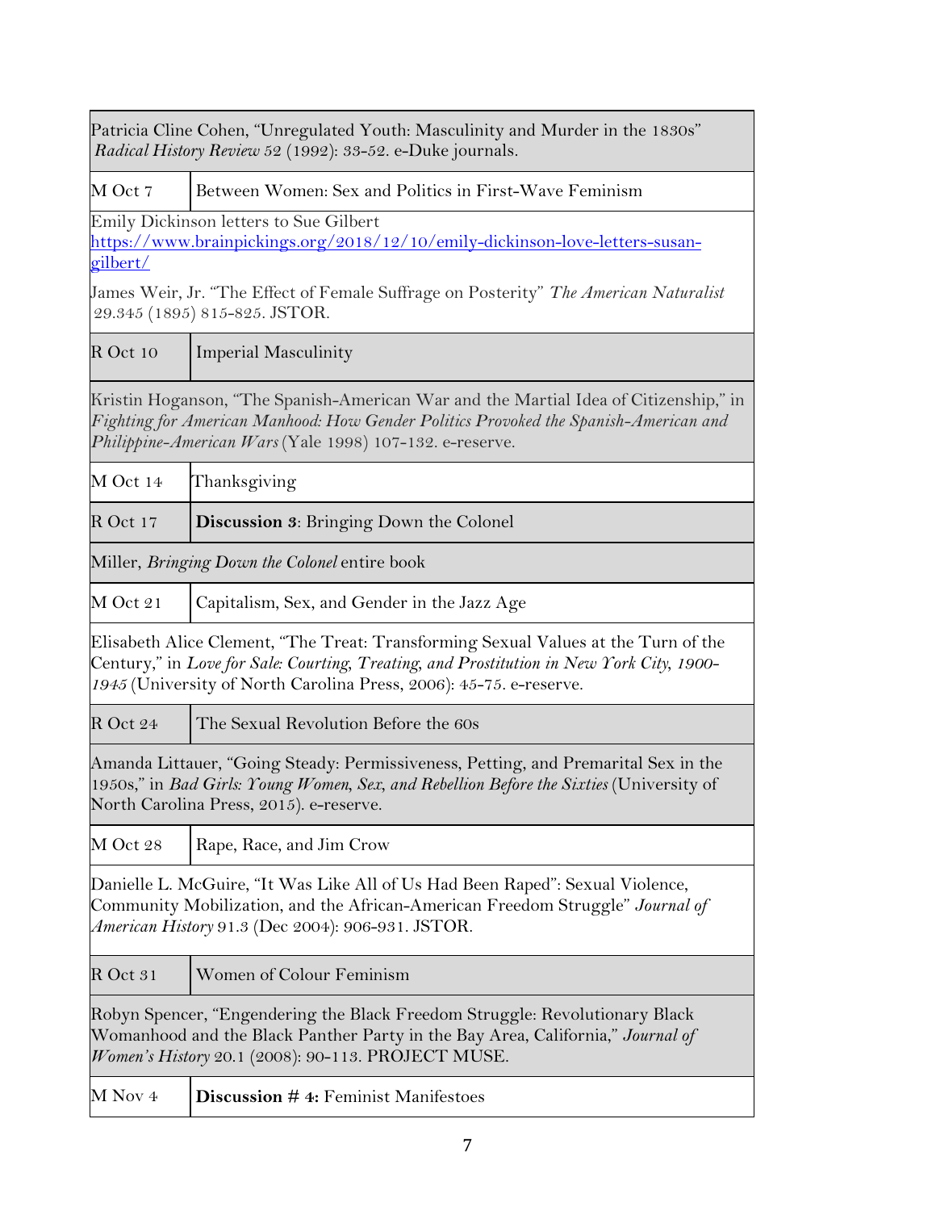| | |
|---|---|
| Patricia Cline Cohen, "Unregulated Youth: Masculinity and Murder in the 1830s" *Radical History Review* 52 (1992): 33-52. e-Duke journals. | |
| M Oct 7 | Between Women: Sex and Politics in First-Wave Feminism |
| Emily Dickinson letters to Sue Gilbert https://www.brainpickings.org/2018/12/10/emily-dickinson-love-letters-susan-gilbert/<br><br>James Weir, Jr. "The Effect of Female Suffrage on Posterity" *The American Naturalist* 29.345 (1895) 815-825. JSTOR. | |
| R Oct 10 | Imperial Masculinity |
| Kristin Hoganson, "The Spanish-American War and the Martial Idea of Citizenship," in *Fighting for American Manhood: How Gender Politics Provoked the Spanish-American and Philippine-American Wars* (Yale 1998) 107-132. e-reserve. | |
| M Oct 14 | Thanksgiving |
| R Oct 17 | **Discussion 3**: Bringing Down the Colonel |
| Miller, *Bringing Down the Colonel* entire book | |
| M Oct 21 | Capitalism, Sex, and Gender in the Jazz Age |
| Elisabeth Alice Clement, "The Treat: Transforming Sexual Values at the Turn of the Century," in *Love for Sale: Courting, Treating, and Prostitution in New York City, 1900-1945* (University of North Carolina Press, 2006): 45-75. e-reserve. | |
| R Oct 24 | The Sexual Revolution Before the 60s |
| Amanda Littauer, "Going Steady: Permissiveness, Petting, and Premarital Sex in the 1950s," in *Bad Girls: Young Women, Sex, and Rebellion Before the Sixties* (University of North Carolina Press, 2015). e-reserve. | |
| M Oct 28 | Rape, Race, and Jim Crow |
| Danielle L. McGuire, "It Was Like All of Us Had Been Raped": Sexual Violence, Community Mobilization, and the African-American Freedom Struggle" *Journal of American History* 91.3 (Dec 2004): 906-931. JSTOR. | |
| R Oct 31 | Women of Colour Feminism |
| Robyn Spencer, "Engendering the Black Freedom Struggle: Revolutionary Black Womanhood and the Black Panther Party in the Bay Area, California," *Journal of Women's History* 20.1 (2008): 90-113. PROJECT MUSE. | |
| M Nov 4 | **Discussion # 4:** Feminist Manifestoes |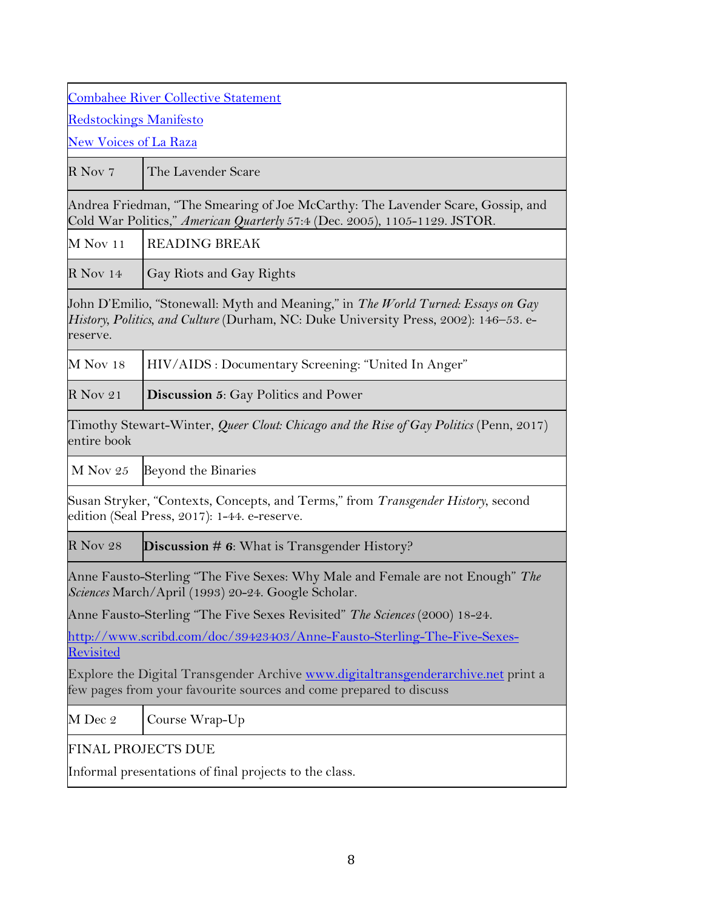| | |
|---|---|
| [Combahee River Collective Statement](#)<br>[Redstockings Manifesto](#)<br>[New Voices of La Raza](#) | |
| R Nov 7 | The Lavender Scare |
| Andrea Friedman, "The Smearing of Joe McCarthy: The Lavender Scare, Gossip, and Cold War Politics," *American Quarterly* 57:4 (Dec. 2005), 1105-1129. JSTOR. | |
| M Nov 11 | READING BREAK |
| R Nov 14 | Gay Riots and Gay Rights |
| John D'Emilio, "Stonewall: Myth and Meaning," in *The World Turned: Essays on Gay History, Politics, and Culture* (Durham, NC: Duke University Press, 2002): 146–53. e-reserve. | |
| M Nov 18 | HIV/AIDS : Documentary Screening: "United In Anger" |
| R Nov 21 | **Discussion 5**: Gay Politics and Power |
| Timothy Stewart-Winter, *Queer Clout: Chicago and the Rise of Gay Politics* (Penn, 2017) entire book | |
| M Nov 25 | Beyond the Binaries |
| Susan Stryker, "Contexts, Concepts, and Terms," from *Transgender History*, second edition (Seal Press, 2017): 1-44. e-reserve. | |
| R Nov 28 | **Discussion # 6**: What is Transgender History? |
| Anne Fausto-Sterling "The Five Sexes: Why Male and Female are not Enough" *The Sciences* March/April (1993) 20-24. Google Scholar.<br>Anne Fausto-Sterling "The Five Sexes Revisited" *The Sciences* (2000) 18-24.<br>[http://www.scribd.com/doc/39423403/Anne-Fausto-Sterling-The-Five-Sexes-Revisited](http://www.scribd.com/doc/39423403/Anne-Fausto-Sterling-The-Five-Sexes-Revisited)<br>Explore the Digital Transgender Archive [www.digitaltransgenderarchive.net](http://www.digitaltransgenderarchive.net) print a few pages from your favourite sources and come prepared to discuss | |
| M Dec 2 | Course Wrap-Up |
| FINAL PROJECTS DUE<br>Informal presentations of final projects to the class. | |